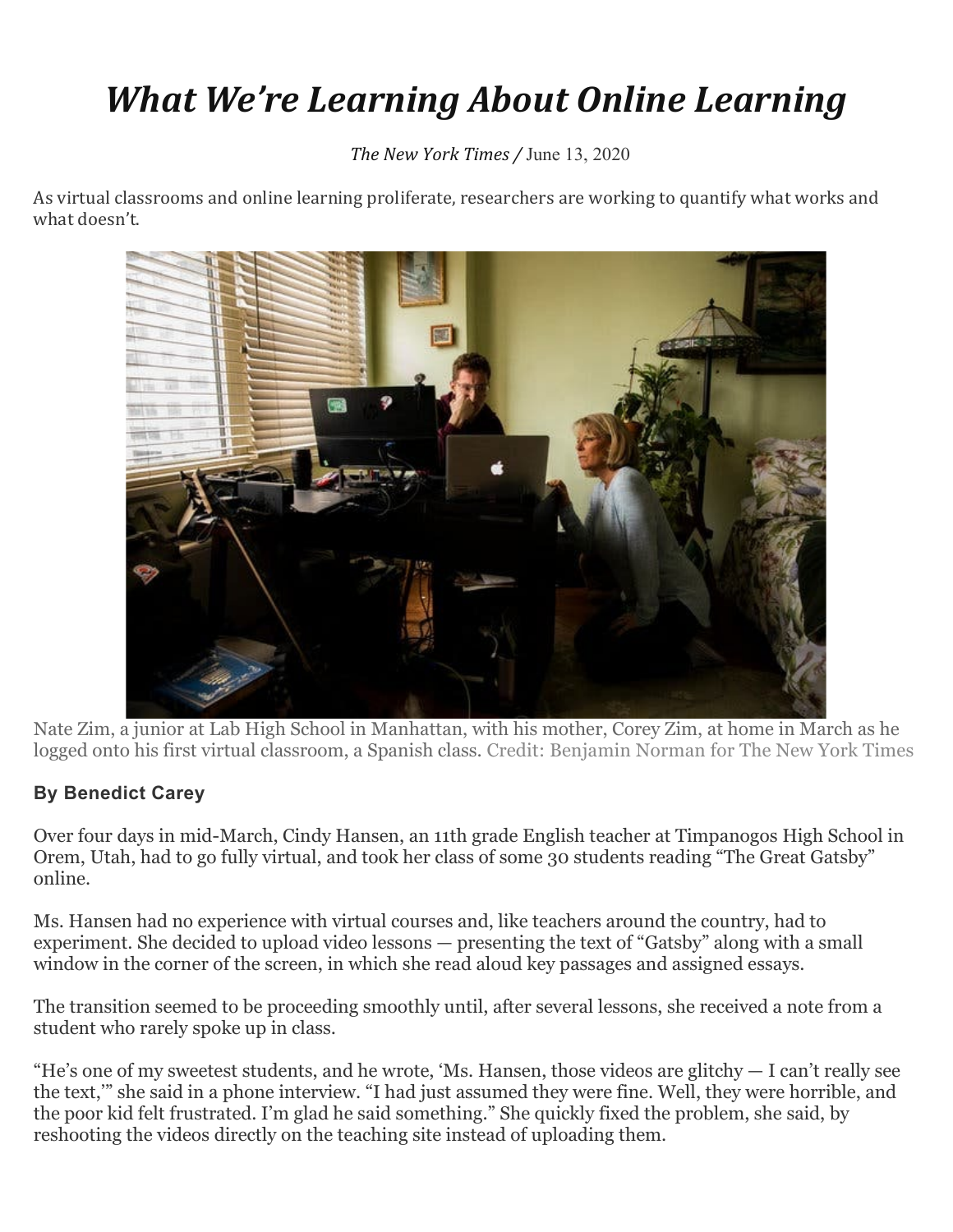# *What We're Learning About Online Learning*

*The New York Times /* June 13, 2020

As virtual classrooms and online learning proliferate, researchers are working to quantify what works and what doesn't.

Nate Zim, a junior at Lab High School in Manhattan, with his mother, Corey Zim, at home in March as he logged onto his first virtual classroom, a Spanish class. Credit: Benjamin Norman for The New York Times

**By Benedict Carey**

Over four days in mid-March, Cindy Hansen, an 11th grade English teacher at Timpanogos High School in Orem, Utah, had to go fully virtual, and took her class of some 30 students reading "The Great Gatsby" online.

Ms. Hansen had no experience with virtual courses and, like teachers around the country, had to experiment. She decided to upload video lessons — presenting the text of "Gatsby" along with a small window in the corner of the screen, in which she read aloud key passages and assigned essays.

The transition seemed to be proceeding smoothly until, after several lessons, she received a note from a student who rarely spoke up in class.

"He's one of my sweetest students, and he wrote, 'Ms. Hansen, those videos are glitchy — I can't really see the text,'" she said in a phone interview. "I had just assumed they were fine. Well, they were horrible, and the poor kid felt frustrated. I'm glad he said something." She quickly fixed the problem, she said, by reshooting the videos directly on the teaching site instead of uploading them.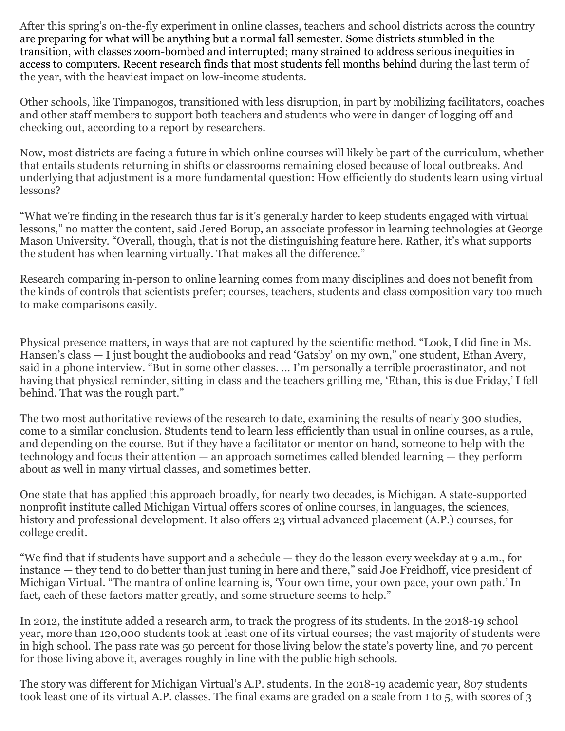After this spring's on-the-fly experiment in online classes, teachers and school districts across the country are preparing for what will be anything but a normal fall semester. Some districts stumbled in the transition, with classes zoom-bombed and interrupted; many strained to address serious inequities in access to computers. Recent research finds that most students fell months behind during the last term of the year, with the heaviest impact on low-income students.

Other schools, like Timpanogos, transitioned with less disruption, in part by mobilizing facilitators, coaches and other staff members to support both teachers and students who were in danger of logging off and checking out, according to a report by researchers.

Now, most districts are facing a future in which online courses will likely be part of the curriculum, whether that entails students returning in shifts or classrooms remaining closed because of local outbreaks. And underlying that adjustment is a more fundamental question: How efficiently do students learn using virtual lessons?

"What we're finding in the research thus far is it's generally harder to keep students engaged with virtual lessons," no matter the content, said Jered Borup, an associate professor in learning technologies at George Mason University. "Overall, though, that is not the distinguishing feature here. Rather, it's what supports the student has when learning virtually. That makes all the difference."

Research comparing in-person to online learning comes from many disciplines and does not benefit from the kinds of controls that scientists prefer; courses, teachers, students and class composition vary too much to make comparisons easily.

Physical presence matters, in ways that are not captured by the scientific method. "Look, I did fine in Ms. Hansen's class — I just bought the audiobooks and read 'Gatsby' on my own," one student, Ethan Avery, said in a phone interview. "But in some other classes. ... I'm personally a terrible procrastinator, and not having that physical reminder, sitting in class and the teachers grilling me, 'Ethan, this is due Friday,' I fell behind. That was the rough part."

The two most authoritative reviews of the research to date, examining the results of nearly 300 studies, come to a similar conclusion. Students tend to learn less efficiently than usual in online courses, as a rule, and depending on the course. But if they have a facilitator or mentor on hand, someone to help with the technology and focus their attention — an approach sometimes called blended learning — they perform about as well in many virtual classes, and sometimes better.

One state that has applied this approach broadly, for nearly two decades, is Michigan. A state-supported nonprofit institute called Michigan Virtual offers scores of online courses, in languages, the sciences, history and professional development. It also offers 23 virtual advanced placement (A.P.) courses, for college credit.

"We find that if students have support and a schedule — they do the lesson every weekday at 9 a.m., for instance — they tend to do better than just tuning in here and there," said Joe Freidhoff, vice president of Michigan Virtual. "The mantra of online learning is, 'Your own time, your own pace, your own path.' In fact, each of these factors matter greatly, and some structure seems to help."

In 2012, the institute added a research arm, to track the progress of its students. In the 2018-19 school year, more than 120,000 students took at least one of its virtual courses; the vast majority of students were in high school. The pass rate was 50 percent for those living below the state's poverty line, and 70 percent for those living above it, averages roughly in line with the public high schools.

The story was different for Michigan Virtual's A.P. students. In the 2018-19 academic year, 807 students took least one of its virtual A.P. classes. The final exams are graded on a scale from 1 to 5, with scores of 3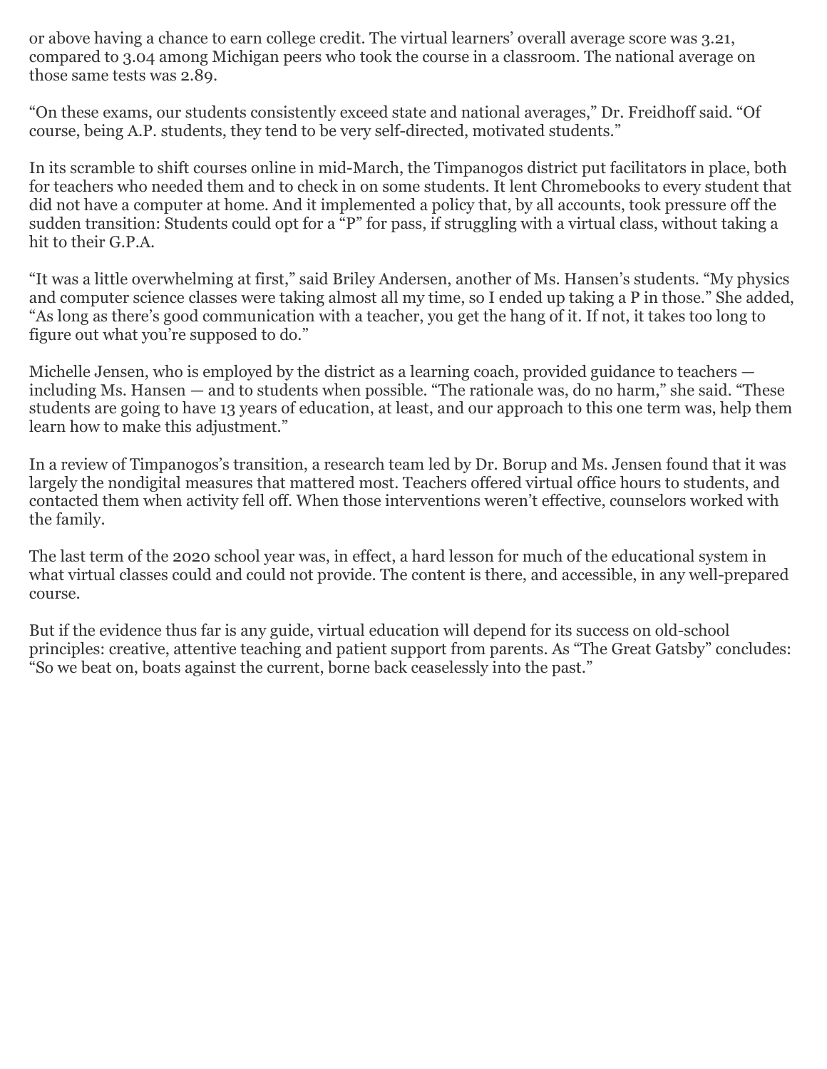or above having a chance to earn college credit. The virtual learners' overall average score was 3.21, compared to 3.04 among Michigan peers who took the course in a classroom. The national average on those same tests was 2.89.

"On these exams, our students consistently exceed state and national averages," Dr. Freidhoff said. "Of course, being A.P. students, they tend to be very self-directed, motivated students."

In its scramble to shift courses online in mid-March, the Timpanogos district put facilitators in place, both for teachers who needed them and to check in on some students. It lent Chromebooks to every student that did not have a computer at home. And it implemented a policy that, by all accounts, took pressure off the sudden transition: Students could opt for a "P" for pass, if struggling with a virtual class, without taking a hit to their G.P.A.

"It was a little overwhelming at first," said Briley Andersen, another of Ms. Hansen's students. "My physics and computer science classes were taking almost all my time, so I ended up taking a P in those." She added, "As long as there's good communication with a teacher, you get the hang of it. If not, it takes too long to figure out what you're supposed to do."

Michelle Jensen, who is employed by the district as a learning coach, provided guidance to teachers — including Ms. Hansen — and to students when possible. "The rationale was, do no harm," she said. "These students are going to have 13 years of education, at least, and our approach to this one term was, help them learn how to make this adjustment."

In a review of Timpanogos's transition, a research team led by Dr. Borup and Ms. Jensen found that it was largely the nondigital measures that mattered most. Teachers offered virtual office hours to students, and contacted them when activity fell off. When those interventions weren't effective, counselors worked with the family.

The last term of the 2020 school year was, in effect, a hard lesson for much of the educational system in what virtual classes could and could not provide. The content is there, and accessible, in any well-prepared course.

But if the evidence thus far is any guide, virtual education will depend for its success on old-school principles: creative, attentive teaching and patient support from parents. As "The Great Gatsby" concludes: "So we beat on, boats against the current, borne back ceaselessly into the past."